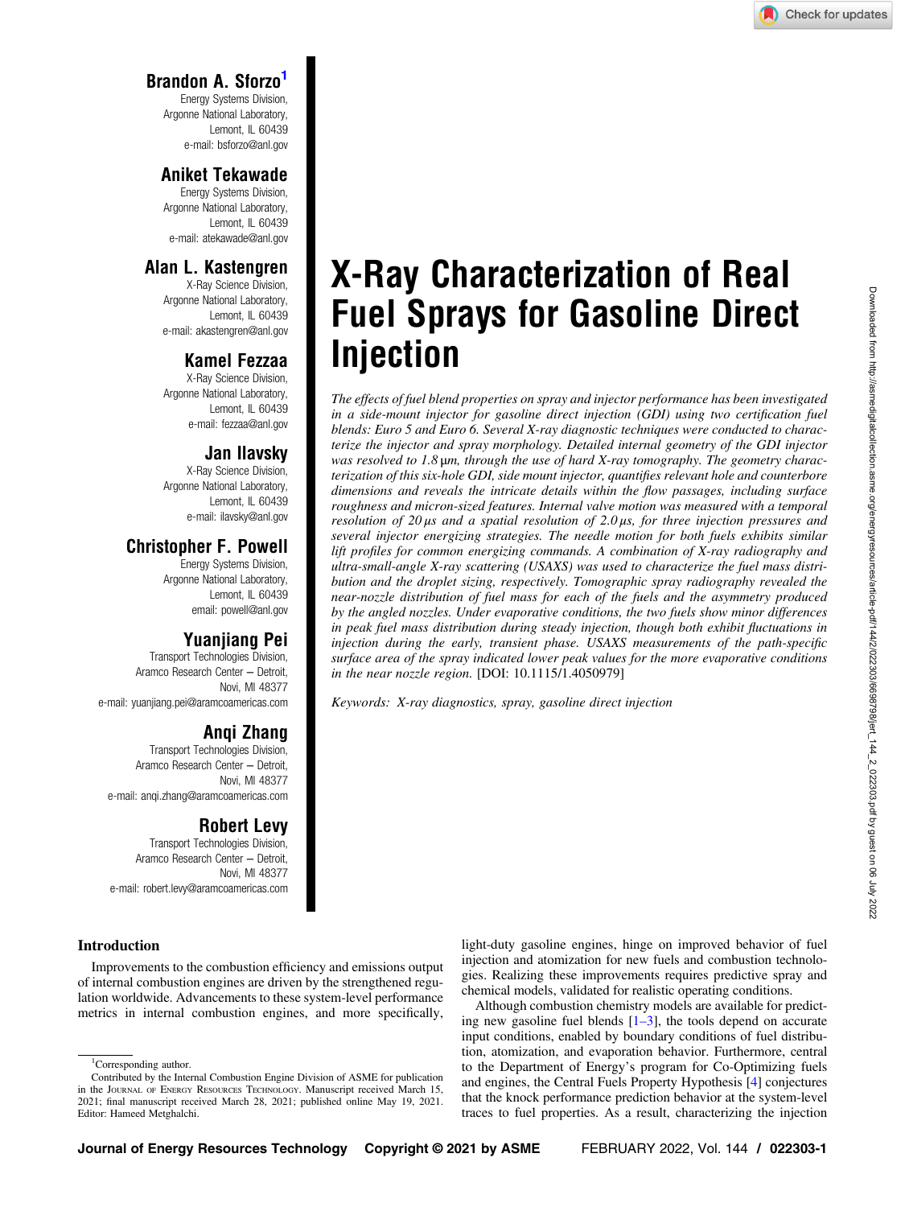# X-Ray Characterization of Real Fuel Sprays for Gasoline Direct Injection

**Brandon A. Sforzo**[1]
Energy Systems Division,
Argonne National Laboratory,
Lemont, IL 60439
e-mail: bsforzo@anl.gov

**Aniket Tekawade**
Energy Systems Division,
Argonne National Laboratory,
Lemont, IL 60439
e-mail: atekawade@anl.gov

**Alan L. Kastengren**
X-Ray Science Division,
Argonne National Laboratory,
Lemont, IL 60439
e-mail: akastengren@anl.gov

**Kamel Fezzaa**
X-Ray Science Division,
Argonne National Laboratory,
Lemont, IL 60439
e-mail: fezzaa@anl.gov

**Jan Ilavsky**
X-Ray Science Division,
Argonne National Laboratory,
Lemont, IL 60439
e-mail: ilavsky@anl.gov

**Christopher F. Powell**
Energy Systems Division,
Argonne National Laboratory,
Lemont, IL 60439
email: powell@anl.gov

**Yuanjiang Pei**
Transport Technologies Division,
Aramco Research Center – Detroit,
Novi, MI 48377
e-mail: yuanjiang.pei@aramcoamericas.com

**Anqi Zhang**
Transport Technologies Division,
Aramco Research Center – Detroit,
Novi, MI 48377
e-mail: anqi.zhang@aramcoamericas.com

**Robert Levy**
Transport Technologies Division,
Aramco Research Center – Detroit,
Novi, MI 48377
e-mail: robert.levy@aramcoamericas.com

*The effects of fuel blend properties on spray and injector performance has been investigated in a side-mount injector for gasoline direct injection (GDI) using two certification fuel blends: Euro 5 and Euro 6. Several X-ray diagnostic techniques were conducted to characterize the injector and spray morphology. Detailed internal geometry of the GDI injector was resolved to 1.8 μm, through the use of hard X-ray tomography. The geometry characterization of this six-hole GDI, side mount injector, quantifies relevant hole and counterbore dimensions and reveals the intricate details within the flow passages, including surface roughness and micron-sized features. Internal valve motion was measured with a temporal resolution of 20 μs and a spatial resolution of 2.0 μs, for three injection pressures and several injector energizing strategies. The needle motion for both fuels exhibits similar lift profiles for common energizing commands. A combination of X-ray radiography and ultra-small-angle X-ray scattering (USAXS) was used to characterize the fuel mass distribution and the droplet sizing, respectively. Tomographic spray radiography revealed the near-nozzle distribution of fuel mass for each of the fuels and the asymmetry produced by the angled nozzles. Under evaporative conditions, the two fuels show minor differences in peak fuel mass distribution during steady injection, though both exhibit fluctuations in injection during the early, transient phase. USAXS measurements of the path-specific surface area of the spray indicated lower peak values for the more evaporative conditions in the near nozzle region.* [DOI: 10.1115/1.4050979]

*Keywords: X-ray diagnostics, spray, gasoline direct injection*

## Introduction

Improvements to the combustion efficiency and emissions output of internal combustion engines are driven by the strengthened regulation worldwide. Advancements to these system-level performance metrics in internal combustion engines, and more specifically, light-duty gasoline engines, hinge on improved behavior of fuel injection and atomization for new fuels and combustion technologies. Realizing these improvements requires predictive spray and chemical models, validated for realistic operating conditions.

Although combustion chemistry models are available for predicting new gasoline fuel blends [1–3], the tools depend on accurate input conditions, enabled by boundary conditions of fuel distribution, atomization, and evaporation behavior. Furthermore, central to the Department of Energy's program for Co-Optimizing fuels and engines, the Central Fuels Property Hypothesis [4] conjectures that the knock performance prediction behavior at the system-level traces to fuel properties. As a result, characterizing the injection

[1]Corresponding author.
Contributed by the Internal Combustion Engine Division of ASME for publication in the Journal of Energy Resources Technology. Manuscript received March 15, 2021; final manuscript received March 28, 2021; published online May 19, 2021. Editor: Hameed Metghalchi.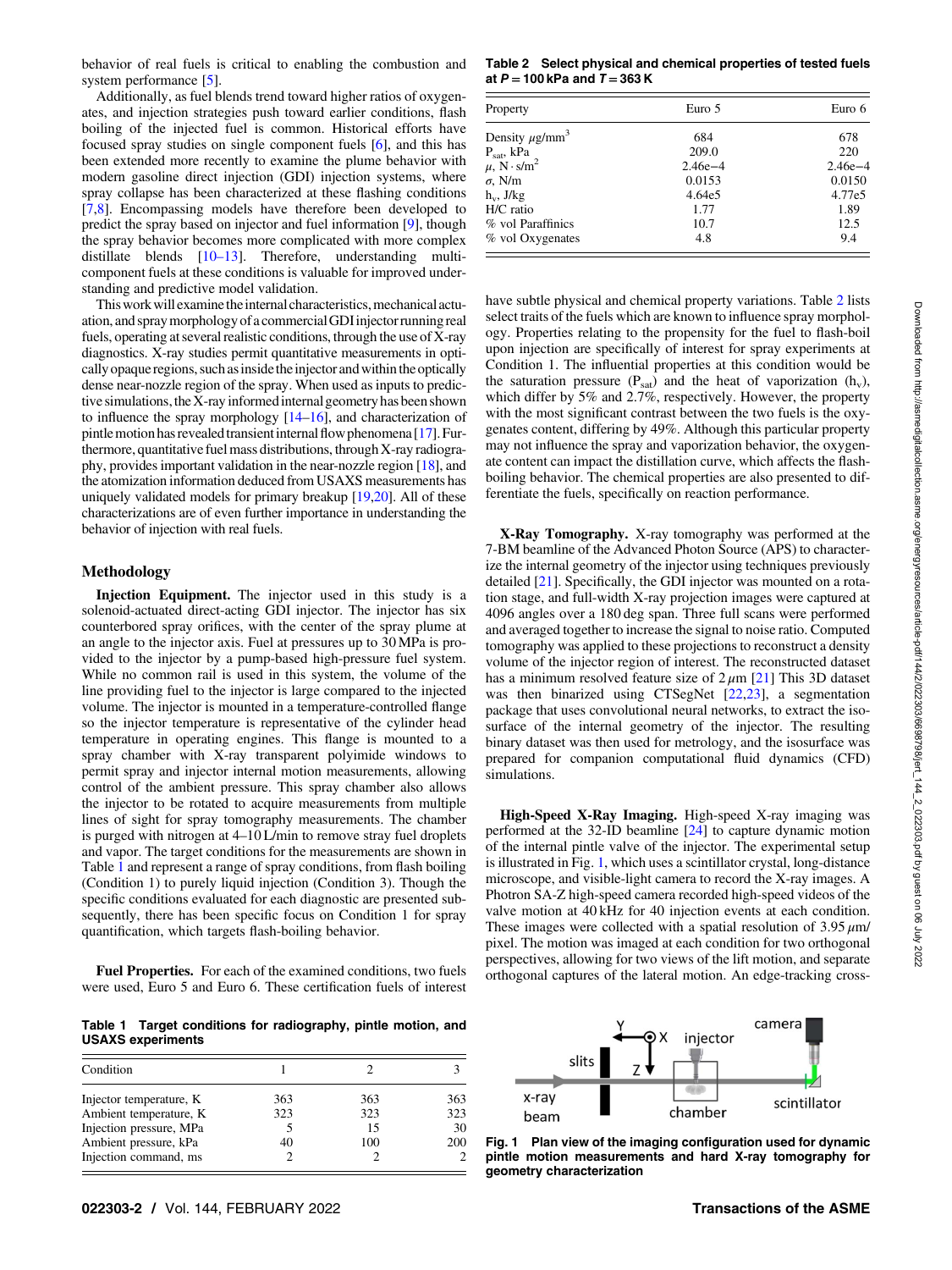behavior of real fuels is critical to enabling the combustion and system performance [5].

Additionally, as fuel blends trend toward higher ratios of oxygenates, and injection strategies push toward earlier conditions, flash boiling of the injected fuel is common. Historical efforts have focused spray studies on single component fuels [6], and this has been extended more recently to examine the plume behavior with modern gasoline direct injection (GDI) injection systems, where spray collapse has been characterized at these flashing conditions [7,8]. Encompassing models have therefore been developed to predict the spray based on injector and fuel information [9], though the spray behavior becomes more complicated with more complex distillate blends [10–13]. Therefore, understanding multi-component fuels at these conditions is valuable for improved understanding and predictive model validation.

This work will examine the internal characteristics, mechanical actuation, and spray morphology of a commercial GDI injector running real fuels, operating at several realistic conditions, through the use of X-ray diagnostics. X-ray studies permit quantitative measurements in optically opaque regions, such as inside the injector and within the optically dense near-nozzle region of the spray. When used as inputs to predictive simulations, the X-ray informed internal geometry has been shown to influence the spray morphology [14–16], and characterization of pintle motion has revealed transient internal flow phenomena [17]. Furthermore, quantitative fuel mass distributions, through X-ray radiography, provides important validation in the near-nozzle region [18], and the atomization information deduced from USAXS measurements has uniquely validated models for primary breakup [19,20]. All of these characterizations are of even further importance in understanding the behavior of injection with real fuels.

## Methodology

**Injection Equipment.** The injector used in this study is a solenoid-actuated direct-acting GDI injector. The injector has six counterbored spray orifices, with the center of the spray plume at an angle to the injector axis. Fuel at pressures up to 30 MPa is provided to the injector by a pump-based high-pressure fuel system. While no common rail is used in this system, the volume of the line providing fuel to the injector is large compared to the injected volume. The injector is mounted in a temperature-controlled flange so the injector temperature is representative of the cylinder head temperature in operating engines. This flange is mounted to a spray chamber with X-ray transparent polyimide windows to permit spray and injector internal motion measurements, allowing control of the ambient pressure. This spray chamber also allows the injector to be rotated to acquire measurements from multiple lines of sight for spray tomography measurements. The chamber is purged with nitrogen at 4–10 L/min to remove stray fuel droplets and vapor. The target conditions for the measurements are shown in Table 1 and represent a range of spray conditions, from flash boiling (Condition 1) to purely liquid injection (Condition 3). Though the specific conditions evaluated for each diagnostic are presented subsequently, there has been specific focus on Condition 1 for spray quantification, which targets flash-boiling behavior.

**Fuel Properties.** For each of the examined conditions, two fuels were used, Euro 5 and Euro 6. These certification fuels of interest have subtle physical and chemical property variations. Table 2 lists select traits of the fuels which are known to influence spray morphology. Properties relating to the propensity for the fuel to flash-boil upon injection are specifically of interest for spray experiments at Condition 1. The influential properties at this condition would be the saturation pressure ($P_{sat}$) and the heat of vaporization ($h_v$), which differ by 5% and 2.7%, respectively. However, the property with the most significant contrast between the two fuels is the oxygenates content, differing by 49%. Although this particular property may not influence the spray and vaporization behavior, the oxygenate content can impact the distillation curve, which affects the flash-boiling behavior. The chemical properties are also presented to differentiate the fuels, specifically on reaction performance.

**Table 1 Target conditions for radiography, pintle motion, and USAXS experiments**

| Condition | 1 | 2 | 3 |
|---|---|---|---|
| Injector temperature, K | 363 | 363 | 363 |
| Ambient temperature, K | 323 | 323 | 323 |
| Injection pressure, MPa | 5 | 15 | 30 |
| Ambient pressure, kPa | 40 | 100 | 200 |
| Injection command, ms | 2 | 2 | 2 |

**Table 2 Select physical and chemical properties of tested fuels at $P = 100$ kPa and $T = 363$ K**

| Property | Euro 5 | Euro 6 |
|---|---|---|
| Density $\mu g/mm^3$ | 684 | 678 |
| $P_{sat}$, kPa | 209.0 | 220 |
| $\mu$, $N \cdot s/m^2$ | 2.46e−4 | 2.46e−4 |
| $\sigma$, N/m | 0.0153 | 0.0150 |
| $h_v$, J/kg | 4.64e5 | 4.77e5 |
| H/C ratio | 1.77 | 1.89 |
| % vol Paraffinics | 10.7 | 12.5 |
| % vol Oxygenates | 4.8 | 9.4 |

**X-Ray Tomography.** X-ray tomography was performed at the 7-BM beamline of the Advanced Photon Source (APS) to characterize the internal geometry of the injector using techniques previously detailed [21]. Specifically, the GDI injector was mounted on a rotation stage, and full-width X-ray projection images were captured at 4096 angles over a 180 deg span. Three full scans were performed and averaged together to increase the signal to noise ratio. Computed tomography was applied to these projections to reconstruct a density volume of the injector region of interest. The reconstructed dataset has a minimum resolved feature size of 2 $\mu$m [21] This 3D dataset was then binarized using CTSegNet [22,23], a segmentation package that uses convolutional neural networks, to extract the isosurface of the internal geometry of the injector. The resulting binary dataset was then used for metrology, and the isosurface was prepared for companion computational fluid dynamics (CFD) simulations.

**High-Speed X-Ray Imaging.** High-speed X-ray imaging was performed at the 32-ID beamline [24] to capture dynamic motion of the internal pintle valve of the injector. The experimental setup is illustrated in Fig. 1, which uses a scintillator crystal, long-distance microscope, and visible-light camera to record the X-ray images. A Photron SA-Z high-speed camera recorded high-speed videos of the valve motion at 40 kHz for 40 injection events at each condition. These images were collected with a spatial resolution of 3.95 $\mu$m/pixel. The motion was imaged at each condition for two orthogonal perspectives, allowing for two views of the lift motion, and separate orthogonal captures of the lateral motion. An edge-tracking cross-

**Fig. 1 Plan view of the imaging configuration used for dynamic pintle motion measurements and hard X-ray tomography for geometry characterization**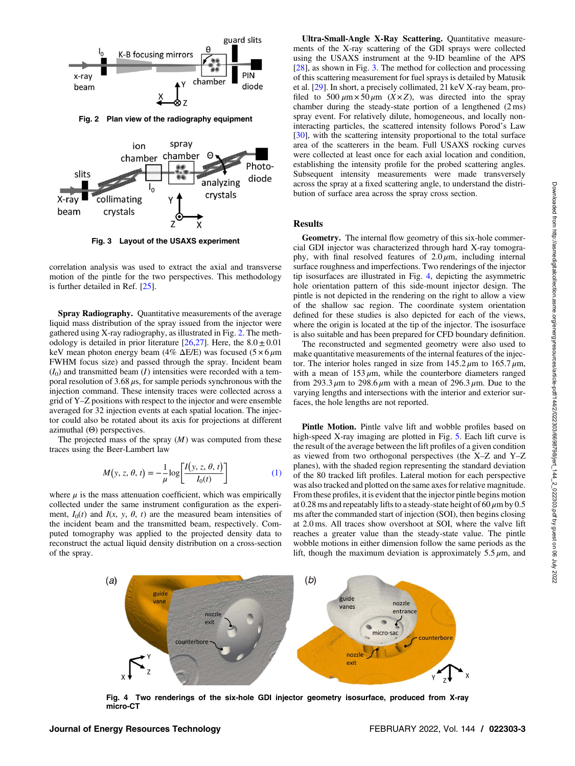Fig. 2 Plan view of the radiography equipment

Fig. 3 Layout of the USAXS experiment

correlation analysis was used to extract the axial and transverse motion of the pintle for the two perspectives. This methodology is further detailed in Ref. [25].

**Spray Radiography.** Quantitative measurements of the average liquid mass distribution of the spray issued from the injector were gathered using X-ray radiography, as illustrated in Fig. 2. The methodology is detailed in prior literature [26,27]. Here, the $8.0 \pm 0.01$ keV mean photon energy beam (4% $\Delta E/E$) was focused ($5 \times 6\,\mu$m FWHM focus size) and passed through the spray. Incident beam ($I_0$) and transmitted beam ($I$) intensities were recorded with a temporal resolution of 3.68 $\mu$s, for sample periods synchronous with the injection command. These intensity traces were collected across a grid of Y–Z positions with respect to the injector and were ensemble averaged for 32 injection events at each spatial location. The injector could also be rotated about its axis for projections at different azimuthal ($\Theta$) perspectives.

The projected mass of the spray ($M$) was computed from these traces using the Beer-Lambert law

$$M(y, z, \theta, t) = -\frac{1}{\mu}\log\left[\frac{I(y, z, \theta, t)}{I_0(t)}\right] \tag{1}$$

where $\mu$ is the mass attenuation coefficient, which was empirically collected under the same instrument configuration as the experiment, $I_0(t)$ and $I(x, y, \theta, t)$ are the measured beam intensities of the incident beam and the transmitted beam, respectively. Computed tomography was applied to the projected density data to reconstruct the actual liquid density distribution on a cross-section of the spray.

**Ultra-Small-Angle X-Ray Scattering.** Quantitative measurements of the X-ray scattering of the GDI sprays were collected using the USAXS instrument at the 9-ID beamline of the APS [28], as shown in Fig. 3. The method for collection and processing of this scattering measurement for fuel sprays is detailed by Matusik et al. [29]. In short, a precisely collimated, 21 keV X-ray beam, profiled to $500\,\mu m \times 50\,\mu m$ ($X \times Z$), was directed into the spray chamber during the steady-state portion of a lengthened (2 ms) spray event. For relatively dilute, homogeneous, and locally non-interacting particles, the scattered intensity follows Porod's Law [30], with the scattering intensity proportional to the total surface area of the scatterers in the beam. Full USAXS rocking curves were collected at least once for each axial location and condition, establishing the intensity profile for the probed scattering angles. Subsequent intensity measurements were made transversely across the spray at a fixed scattering angle, to understand the distribution of surface area across the spray cross section.

## Results

**Geometry.** The internal flow geometry of this six-hole commercial GDI injector was characterized through hard X-ray tomography, with final resolved features of $2.0\,\mu$m, including internal surface roughness and imperfections. Two renderings of the injector tip isosurfaces are illustrated in Fig. 4, depicting the asymmetric hole orientation pattern of this side-mount injector design. The pintle is not depicted in the rendering on the right to allow a view of the shallow sac region. The coordinate system orientation defined for these studies is also depicted for each of the views, where the origin is located at the tip of the injector. The isosurface is also suitable and has been prepared for CFD boundary definition.

The reconstructed and segmented geometry were also used to make quantitative measurements of the internal features of the injector. The interior holes ranged in size from $145.2\,\mu$m to $165.7\,\mu$m, with a mean of $153\,\mu$m, while the counterbore diameters ranged from $293.3\,\mu$m to $298.6\,\mu$m with a mean of $296.3\,\mu$m. Due to the varying lengths and intersections with the interior and exterior surfaces, the hole lengths are not reported.

**Pintle Motion.** Pintle valve lift and wobble profiles based on high-speed X-ray imaging are plotted in Fig. 5. Each lift curve is the result of the average between the lift profiles of a given condition as viewed from two orthogonal perspectives (the X–Z and Y–Z planes), with the shaded region representing the standard deviation of the 80 tracked lift profiles. Lateral motion for each perspective was also tracked and plotted on the same axes for relative magnitude. From these profiles, it is evident that the injector pintle begins motion at 0.28 ms and repeatably lifts to a steady-state height of $60\,\mu$m by 0.5 ms after the commanded start of injection (SOI), then begins closing at 2.0 ms. All traces show overshoot at SOI, where the valve lift reaches a greater value than the steady-state value. The pintle wobble motions in either dimension follow the same periods as the lift, though the maximum deviation is approximately $5.5\,\mu$m, and

Fig. 4 Two renderings of the six-hole GDI injector geometry isosurface, produced from X-ray micro-CT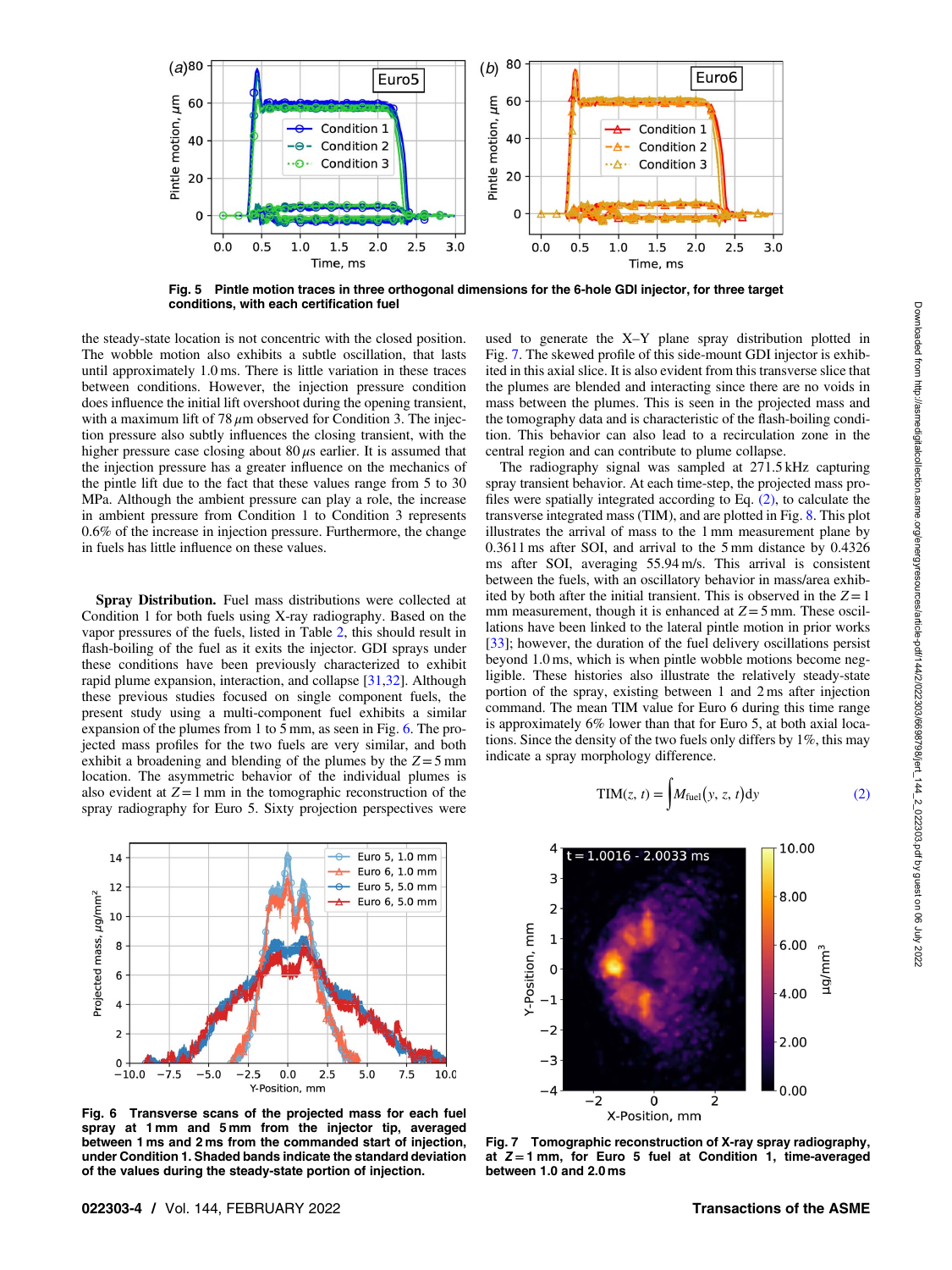Fig. 5 Pintle motion traces in three orthogonal dimensions for the 6-hole GDI injector, for three target conditions, with each certification fuel

the steady-state location is not concentric with the closed position. The wobble motion also exhibits a subtle oscillation, that lasts until approximately 1.0 ms. There is little variation in these traces between conditions. However, the injection pressure condition does influence the initial lift overshoot during the opening transient, with a maximum lift of 78 $\mu$m observed for Condition 3. The injection pressure also subtly influences the closing transient, with the higher pressure case closing about 80 $\mu$s earlier. It is assumed that the injection pressure has a greater influence on the mechanics of the pintle lift due to the fact that these values range from 5 to 30 MPa. Although the ambient pressure can play a role, the increase in ambient pressure from Condition 1 to Condition 3 represents 0.6% of the increase in injection pressure. Furthermore, the change in fuels has little influence on these values.

**Spray Distribution.** Fuel mass distributions were collected at Condition 1 for both fuels using X-ray radiography. Based on the vapor pressures of the fuels, listed in Table 2, this should result in flash-boiling of the fuel as it exits the injector. GDI sprays under these conditions have been previously characterized to exhibit rapid plume expansion, interaction, and collapse [31,32]. Although these previous studies focused on single component fuels, the present study using a multi-component fuel exhibits a similar expansion of the plumes from 1 to 5 mm, as seen in Fig. 6. The projected mass profiles for the two fuels are very similar, and both exhibit a broadening and blending of the plumes by the $Z = 5$ mm location. The asymmetric behavior of the individual plumes is also evident at $Z = 1$ mm in the tomographic reconstruction of the spray radiography for Euro 5. Sixty projection perspectives were used to generate the X–Y plane spray distribution plotted in Fig. 7. The skewed profile of this side-mount GDI injector is exhibited in this axial slice. It is also evident from this transverse slice that the plumes are blended and interacting since there are no voids in mass between the plumes. This is seen in the projected mass and the tomography data and is characteristic of the flash-boiling condition. This behavior can also lead to a recirculation zone in the central region and can contribute to plume collapse.

The radiography signal was sampled at 271.5 kHz capturing spray transient behavior. At each time-step, the projected mass profiles were spatially integrated according to Eq. (2), to calculate the transverse integrated mass (TIM), and are plotted in Fig. 8. This plot illustrates the arrival of mass to the 1 mm measurement plane by 0.3611 ms after SOI, and arrival to the 5 mm distance by 0.4326 ms after SOI, averaging 55.94 m/s. This arrival is consistent between the fuels, with an oscillatory behavior in mass/area exhibited by both after the initial transient. This is observed in the $Z = 1$ mm measurement, though it is enhanced at $Z = 5$ mm. These oscillations have been linked to the lateral pintle motion in prior works [33]; however, the duration of the fuel delivery oscillations persist beyond 1.0 ms, which is when pintle wobble motions become negligible. These histories also illustrate the relatively steady-state portion of the spray, existing between 1 and 2 ms after injection command. The mean TIM value for Euro 6 during this time range is approximately 6% lower than that for Euro 5, at both axial locations. Since the density of the two fuels only differs by 1%, this may indicate a spray morphology difference.

$$\mathrm{TIM}(z, t) = \int M_{\mathrm{fuel}}(y, z, t)\,\mathrm{d}y \tag{2}$$

Fig. 6 Transverse scans of the projected mass for each fuel spray at 1 mm and 5 mm from the injector tip, averaged between 1 ms and 2 ms from the commanded start of injection, under Condition 1. Shaded bands indicate the standard deviation of the values during the steady-state portion of injection.

Fig. 7 Tomographic reconstruction of X-ray spray radiography, at $Z = 1$ mm, for Euro 5 fuel at Condition 1, time-averaged between 1.0 and 2.0 ms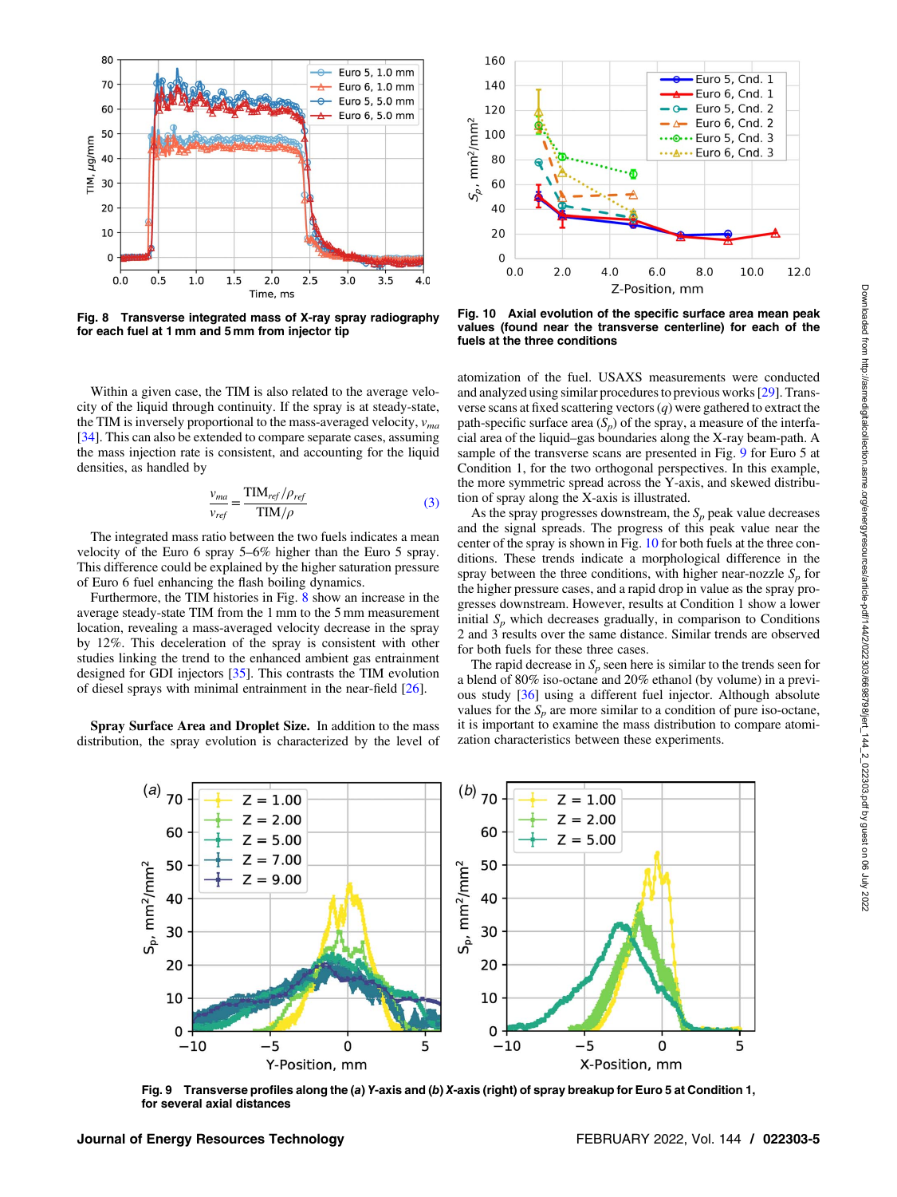Fig. 8 Transverse integrated mass of X-ray spray radiography for each fuel at 1 mm and 5 mm from injector tip

Fig. 10 Axial evolution of the specific surface area mean peak values (found near the transverse centerline) for each of the fuels at the three conditions

Within a given case, the TIM is also related to the average velocity of the liquid through spray continuity. If the spray is at steady-state, the TIM is inversely proportional to the mass-averaged velocity, $v_{ma}$ [34]. This can also be extended to compare separate cases, assuming the mass injection rate is consistent, and accounting for the liquid densities, as handled by

$$\frac{v_{ma}}{v_{ref}} = \frac{\text{TIM}_{ref}/\rho_{ref}}{\text{TIM}/\rho} \tag{3}$$

The integrated mass ratio between the two fuels indicates a mean velocity of the Euro 6 spray 5–6% higher than the Euro 5 spray. This difference could be explained by the higher saturation pressure of Euro 6 fuel enhancing the flash boiling dynamics.

Furthermore, the TIM histories in Fig. 8 show an increase in the average steady-state TIM from the 1 mm to the 5 mm measurement location, revealing a mass-averaged velocity decrease in the spray by 12%. This deceleration of the spray is consistent with other studies linking the trend to the enhanced ambient gas entrainment designed for GDI injectors [35]. This contrasts the TIM evolution of diesel sprays with minimal entrainment in the near-field [26].

**Spray Surface Area and Droplet Size.** In addition to the mass distribution, the spray evolution is characterized by the level of atomization of the fuel. USAXS measurements were conducted and analyzed using similar procedures to previous works [29]. Transverse scans at fixed scattering vectors ($q$) were gathered to extract the path-specific surface area ($S_p$) of the spray, a measure of the interfacial area of the liquid–gas boundaries along the X-ray beam-path. A sample of the transverse scans are presented in Fig. 9 for Euro 5 at Condition 1, for the two orthogonal perspectives. In this example, the more symmetric spread across the Y-axis, and skewed distribution of spray along the X-axis is illustrated.

As the spray progresses downstream, the $S_p$ peak value decreases and the signal spreads. The progress of this peak value near the center of the spray is shown in Fig. 10 for both fuels at the three conditions. These trends indicate a morphological difference in the spray between the three conditions, with higher near-nozzle $S_p$ for the higher pressure cases, and a rapid drop in value as the spray progresses downstream. However, results at Condition 1 show a lower initial $S_p$ which decreases gradually, in comparison to Conditions 2 and 3 results over the same distance. Similar trends are observed for both fuels for these three cases.

The rapid decrease in $S_p$ seen here is similar to the trends seen for a blend of 80% iso-octane and 20% ethanol (by volume) in a previous study [36] using a different fuel injector. Although absolute values for the $S_p$ are more similar to a condition of pure iso-octane, it is important to examine the mass distribution to compare atomization characteristics between these experiments.

Fig. 9 Transverse profiles along the (a) Y-axis and (b) X-axis (right) of spray breakup for Euro 5 at Condition 1, for several axial distances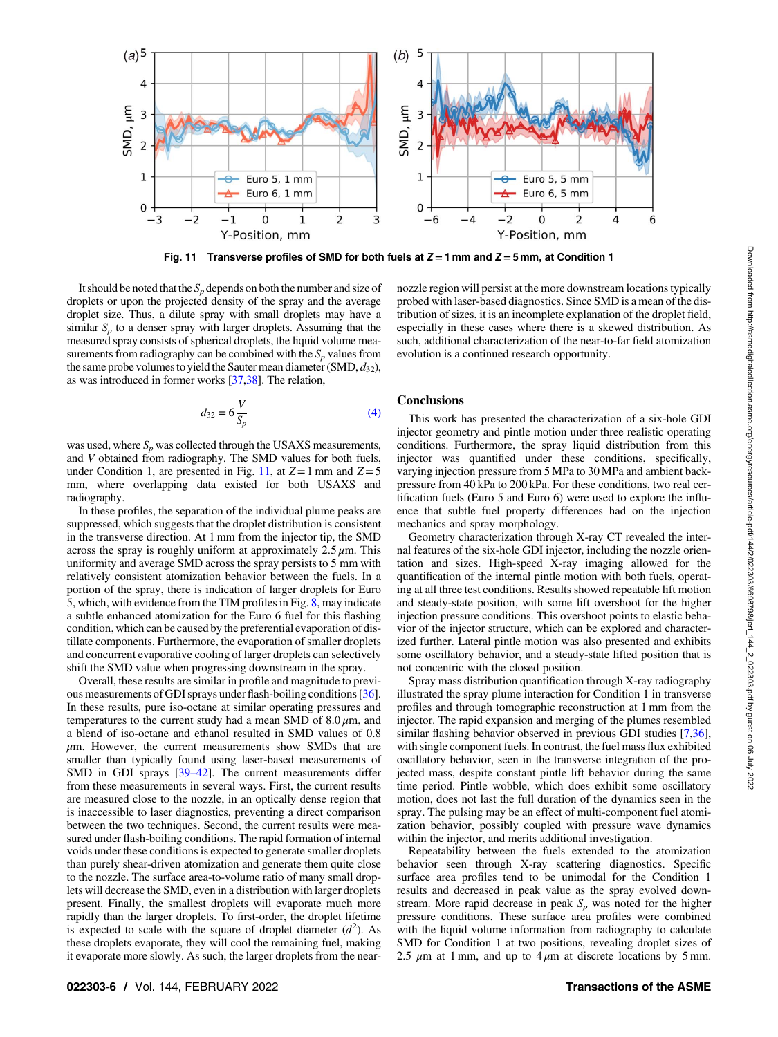Fig. 11 Transverse profiles of SMD for both fuels at $Z = 1$ mm and $Z = 5$ mm, at Condition 1

It should be noted that the $S_p$ depends on both the number and size of droplets or upon the projected density of the spray and the average droplet size. Thus, a dilute spray with small droplets may have a similar $S_p$ to a denser spray with larger droplets. Assuming that the measured spray consists of spherical droplets, the liquid volume measurements from radiography can be combined with the $S_p$ values from the same probe volumes to yield the Sauter mean diameter (SMD, $d_{32}$), as was introduced in former works [37,38]. The relation,

$$d_{32} = 6\frac{V}{S_p} \tag{4}$$

was used, where $S_p$ was collected through the USAXS measurements, and $V$ obtained from radiography. The SMD values for both fuels, under Condition 1, are presented in Fig. 11, at $Z = 1$ mm and $Z = 5$ mm, where overlapping data existed for both USAXS and radiography.

In these profiles, the separation of the individual plume peaks are suppressed, which suggests that the droplet distribution is consistent in the transverse direction. At 1 mm from the injector tip, the SMD across the spray is roughly uniform at approximately 2.5 $\mu$m. This uniformity and average SMD across the spray persists to 5 mm with relatively consistent atomization behavior between the fuels. In a portion of the spray, there is indication of larger droplets for Euro 5, which, with evidence from the TIM profiles in Fig. 8, may indicate a subtle enhanced atomization for the Euro 6 fuel for this flashing condition, which can be caused by the preferential evaporation of distillate components. Furthermore, the evaporation of smaller droplets and concurrent evaporative cooling of larger droplets can selectively shift the SMD value when progressing downstream in the spray.

Overall, these results are similar in profile and magnitude to previous measurements of GDI sprays under flash-boiling conditions [36]. In these results, pure iso-octane at similar operating pressures and temperatures to the current study had a mean SMD of 8.0 $\mu$m, and a blend of iso-octane and ethanol resulted in SMD values of 0.8 $\mu$m. However, the current measurements show SMDs that are smaller than typically found using laser-based measurements of SMD in GDI sprays [39–42]. The current measurements differ from these measurements in several ways. First, the current results are measured close to the nozzle, in an optically dense region that is inaccessible to laser diagnostics, preventing a direct comparison between the two techniques. Second, the current results were measured under flash-boiling conditions. The rapid formation of internal voids under these conditions is expected to generate smaller droplets than purely shear-driven atomization and generate them quite close to the nozzle. The surface area-to-volume ratio of many small droplets will decrease the SMD, even in a distribution with larger droplets present. Finally, the smallest droplets will evaporate much more rapidly than the larger droplets. To first-order, the droplet lifetime is expected to scale with the square of droplet diameter ($d^2$). As these droplets evaporate, they will cool the remaining fuel, making it evaporate more slowly. As such, the larger droplets from the near-nozzle region will persist at the more downstream locations typically probed with laser-based diagnostics. Since SMD is a mean of the distribution of sizes, it is an incomplete explanation of the droplet field, especially in these cases where there is a skewed distribution. As such, additional characterization of the near-to-far field atomization evolution is a continued research opportunity.

## Conclusions

This work has presented the characterization of a six-hole GDI injector geometry and pintle motion under three realistic operating conditions. Furthermore, the spray liquid distribution from this injector was quantified under these conditions, specifically, varying injection pressure from 5 MPa to 30 MPa and ambient backpressure from 40 kPa to 200 kPa. For these conditions, two real certification fuels (Euro 5 and Euro 6) were used to explore the influence that subtle fuel property differences had on the injection mechanics and spray morphology.

Geometry characterization through X-ray CT revealed the internal features of the six-hole GDI injector, including the nozzle orientation and sizes. High-speed X-ray imaging allowed for the quantification of the internal pintle motion with both fuels, operating at all three test conditions. Results showed repeatable lift motion and steady-state position, with some lift overshoot for the higher injection pressure conditions. This overshoot points to elastic behavior of the injector structure, which can be explored and characterized further. Lateral pintle motion was also presented and exhibits some oscillatory behavior, and a steady-state lifted position that is not concentric with the closed position.

Spray mass distribution quantification through X-ray radiography illustrated the spray plume interaction for Condition 1 in transverse profiles and through tomographic reconstruction at 1 mm from the injector. The rapid expansion and merging of the plumes resembled similar flashing behavior observed in previous GDI studies [7,36], with single component fuels. In contrast, the fuel mass flux exhibited oscillatory behavior, seen in the transverse integration of the projected mass, despite constant pintle lift behavior during the same time period. Pintle wobble, which does exhibit some oscillatory motion, does not last the full duration of the dynamics seen in the spray. The pulsing may be an effect of multi-component fuel atomization behavior, possibly coupled with pressure wave dynamics within the injector, and merits additional investigation.

Repeatability between the fuels extended to the atomization behavior seen through X-ray scattering diagnostics. Specific surface area profiles tend to be unimodal for the Condition 1 results and decreased in peak value as the spray evolved downstream. More rapid decrease in peak $S_p$ was noted for the higher pressure conditions. These surface area profiles were combined with the liquid volume information from radiography to calculate SMD for Condition 1 at two positions, revealing droplet sizes of 2.5 $\mu$m at 1 mm, and up to 4 $\mu$m at discrete locations by 5 mm.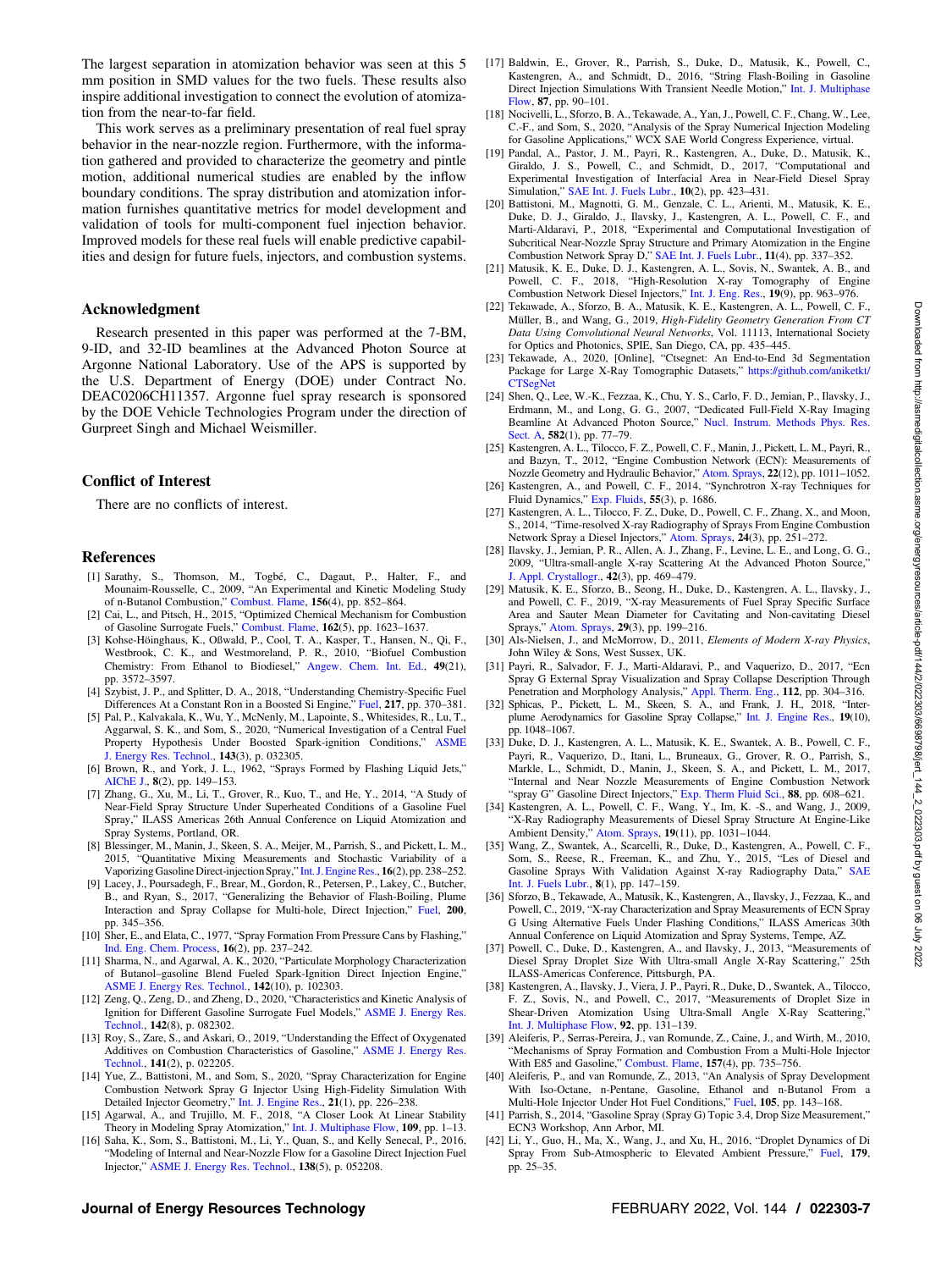The largest separation in atomization behavior was seen at this 5 mm position in SMD values for the two fuels. These results also inspire additional investigation to connect the evolution of atomization from the near-to-far field.

This work serves as a preliminary presentation of real fuel spray behavior in the near-nozzle region. Furthermore, with the information gathered and provided to characterize the geometry and pintle motion, additional numerical studies are enabled by the inflow boundary conditions. The spray distribution and atomization information furnishes quantitative metrics for model development and validation of tools for multi-component fuel injection behavior. Improved models for these real fuels will enable predictive capabilities and design for future fuels, injectors, and combustion systems.

## Acknowledgment

Research presented in this paper was performed at the 7-BM, 9-ID, and 32-ID beamlines at the Advanced Photon Source at Argonne National Laboratory. Use of the APS is supported by the U.S. Department of Energy (DOE) under Contract No. DEAC0206CH11357. Argonne fuel spray research is sponsored by the DOE Vehicle Technologies Program under the direction of Gurpreet Singh and Michael Weismiller.

## Conflict of Interest

There are no conflicts of interest.

## References

[1] Sarathy, S., Thomson, M., Togbé, C., Dagaut, P., Halter, F., and Mounaim-Rousselle, C., 2009, "An Experimental and Kinetic Modeling Study of n-Butanol Combustion," Combust. Flame, **156**(4), pp. 852–864.

[2] Cai, L., and Pitsch, H., 2015, "Optimized Chemical Mechanism for Combustion of Gasoline Surrogate Fuels," Combust. Flame, **162**(5), pp. 1623–1637.

[3] Kohse-Höinghaus, K., Oßwald, P., Cool, T. A., Kasper, T., Hansen, N., Qi, F., Westbrook, C. K., and Westmoreland, P. R., 2010, "Biofuel Combustion Chemistry: From Ethanol to Biodiesel," Angew. Chem. Int. Ed., **49**(21), pp. 3572–3597.

[4] Szybist, J. P., and Splitter, D. A., 2018, "Understanding Chemistry-Specific Fuel Differences At a Constant Ron in a Boosted Si Engine," Fuel, **217**, pp. 370–381.

[5] Pal, P., Kalvakala, K., Wu, Y., McNenly, M., Lapointe, S., Whitesides, R., Lu, T., Aggarwal, S. K., and Som, S., 2020, "Numerical Investigation of a Central Fuel Property Hypothesis Under Boosted Spark-ignition Conditions," ASME J. Energy Res. Technol., **143**(3), p. 032305.

[6] Brown, R., and York, J. L., 1962, "Sprays Formed by Flashing Liquid Jets," AIChE J., **8**(2), pp. 149–153.

[7] Zhang, G., Xu, M., Li, T., Grover, R., Kuo, T., and He, Y., 2014, "A Study of Near-Field Spray Structure Under Superheated Conditions of a Gasoline Fuel Spray," ILASS Americas 26th Annual Conference on Liquid Atomization and Spray Systems, Portland, OR.

[8] Blessinger, M., Manin, J., Skeen, S. A., Meijer, M., Parrish, S., and Pickett, L. M., 2015, "Quantitative Mixing Measurements and Stochastic Variability of a Vaporizing Gasoline Direct-injection Spray," Int. J. Engine Res., **16**(2), pp. 238–252.

[9] Lacey, J., Poursadegh, F., Brear, M., Gordon, R., Petersen, P., Lakey, C., Butcher, B., and Ryan, S., 2017, "Generalizing the Behavior of Flash-Boiling, Plume Interaction and Spray Collapse for Multi-hole, Direct Injection," Fuel, **200**, pp. 345–356.

[10] Sher, E., and Elata, C., 1977, "Spray Formation From Pressure Cans by Flashing," Ind. Eng. Chem. Process, **16**(2), pp. 237–242.

[11] Sharma, N., and Agarwal, A. K., 2020, "Particulate Morphology Characterization of Butanol–gasoline Blend Fueled Spark-Ignition Direct Injection Engine," ASME J. Energy Res. Technol., **142**(10), p. 102303.

[12] Zeng, Q., Zeng, D., and Zheng, D., 2020, "Characteristics and Kinetic Analysis of Ignition for Different Gasoline Surrogate Fuel Models," ASME J. Energy Res. Technol., **142**(8), p. 082302.

[13] Roy, S., Zare, S., and Askari, O., 2019, "Understanding the Effect of Oxygenated Additives on Combustion Characteristics of Gasoline," ASME J. Energy Res. Technol., **141**(2), p. 022205.

[14] Yue, Z., Battistoni, M., and Som, S., 2020, "Spray Characterization for Engine Combustion Network Spray G Injector Using High-Fidelity Simulation With Detailed Injector Geometry," Int. J. Engine Res., **21**(1), pp. 226–238.

[15] Agarwal, A., and Trujillo, M. F., 2018, "A Closer Look At Linear Stability Theory in Modeling Spray Atomization," Int. J. Multiphase Flow, **109**, pp. 1–13.

[16] Saha, K., Som, S., Battistoni, M., Li, Y., Quan, S., and Kelly Senecal, P., 2016, "Modeling of Internal and Near-Nozzle Flow for a Gasoline Direct Injection Fuel Injector," ASME J. Energy Res. Technol., **138**(5), p. 052208.

[17] Baldwin, E., Grover, R., Parrish, S., Duke, D., Matusik, K., Powell, C., Kastengren, A., and Schmidt, D., 2016, "String Flash-Boiling in Gasoline Direct Injection Simulations With Transient Needle Motion," Int. J. Multiphase Flow, **87**, pp. 90–101.

[18] Nocivelli, L., Sforzo, B. A., Tekawade, A., Yan, J., Powell, C. F., Chang, W., Lee, C.-F., and Som, S., 2020, "Analysis of the Spray Numerical Injection Modeling for Gasoline Applications," WCX SAE World Congress Experience, virtual.

[19] Pandal, A., Pastor, J. M., Payri, R., Kastengren, A., Duke, D., Matusik, K., Giraldo, J. S., Powell, C., and Schmidt, D., 2017, "Computational and Experimental Investigation of Interfacial Area in Near-Field Diesel Spray Simulation," SAE Int. J. Fuels Lubr., **10**(2), pp. 423–431.

[20] Battistoni, M., Magnotti, G. M., Genzale, C. L., Arienti, M., Matusik, K. E., Duke, D. J., Giraldo, J., Ilavsky, J., Kastengren, A. L., Powell, C. F., and Marti-Aldaravi, P., 2018, "Experimental and Computational Investigation of Subcritical Near-Nozzle Spray Structure and Primary Atomization in the Engine Combustion Network Spray D," SAE Int. J. Fuels Lubr., **11**(4), pp. 337–352.

[21] Matusik, K. E., Duke, D. J., Kastengren, A. L., Sovis, N., Swantek, A. B., and Powell, C. F., 2018, "High-Resolution X-ray Tomography of Engine Combustion Network Diesel Injectors," Int. J. Eng. Res., **19**(9), pp. 963–976.

[22] Tekawade, A., Sforzo, B. A., Matusik, K. E., Kastengren, A. L., Powell, C. F., Müller, B., and Wang, G., 2019, *High-Fidelity Geometry Generation From CT Data Using Convolutional Neural Networks*, Vol. 11113, International Society for Optics and Photonics, SPIE, San Diego, CA, pp. 435–445.

[23] Tekawade, A., 2020, [Online], "Ctsegnet: An End-to-End 3d Segmentation Package for Large X-Ray Tomographic Datasets," https://github.com/aniketkt/CTSegNet

[24] Shen, Q., Lee, W.-K., Fezzaa, K., Chu, Y. S., Carlo, F. D., Jemian, P., Ilavsky, J., Erdmann, M., and Long, G. G., 2007, "Dedicated Full-Field X-Ray Imaging Beamline At Advanced Photon Source," Nucl. Instrum. Methods Phys. Res. Sect. A, **582**(1), pp. 77–79.

[25] Kastengren, A. L., Tilocco, F. Z., Powell, C. F., Manin, J., Pickett, L. M., Payri, R., and Bazyn, T., 2012, "Engine Combustion Network (ECN): Measurements of Nozzle Geometry and Hydraulic Behavior," Atom. Sprays, **22**(12), pp. 1011–1052.

[26] Kastengren, A., and Powell, C. F., 2014, "Synchrotron X-ray Techniques for Fluid Dynamics," Exp. Fluids, **55**(3), p. 1686.

[27] Kastengren, A. L., Tilocco, F. Z., Duke, D., Powell, C. F., Zhang, X., and Moon, S., 2014, "Time-resolved X-ray Radiography of Sprays From Engine Combustion Network Spray a Diesel Injectors," Atom. Sprays, **24**(3), pp. 251–272.

[28] Ilavsky, J., Jemian, P. R., Allen, A. J., Zhang, F., Levine, L. E., and Long, G. G., 2009, "Ultra-small-angle X-ray Scattering At the Advanced Photon Source," J. Appl. Crystallogr., **42**(3), pp. 469–479.

[29] Matusik, K. E., Sforzo, B., Seong, H., Duke, D., Kastengren, A. L., Ilavsky, J., and Powell, C. F., 2019, "X-ray Measurements of Fuel Spray Specific Surface Area and Sauter Mean Diameter for Cavitating and Non-cavitating Diesel Sprays," Atom. Sprays, **29**(3), pp. 199–216.

[30] Als-Nielsen, J., and McMorrow, D., 2011, *Elements of Modern X-ray Physics*, John Wiley & Sons, West Sussex, UK.

[31] Payri, R., Salvador, F. J., Marti-Aldaravi, P., and Vaquerizo, D., 2017, "Ecn Spray G External Spray Visualization and Spray Collapse Description Through Penetration and Morphology Analysis," Appl. Therm. Eng., **112**, pp. 304–316.

[32] Sphicas, P., Pickett, L. M., Skeen, S. A., and Frank, J. H., 2018, "Inter-plume Aerodynamics for Gasoline Spray Collapse," Int. J. Engine Res., **19**(10), pp. 1048–1067.

[33] Duke, D. J., Kastengren, A. L., Matusik, K. E., Swantek, A. B., Powell, C. F., Payri, R., Vaquerizo, D., Itani, L., Bruneaux, G., Grover, R. O., Parrish, S., Markle, L., Schmidt, D., Manin, J., Skeen, S. A., and Pickett, L. M., 2017, "Internal and Near Nozzle Measurements of Engine Combustion Network "spray G" Gasoline Direct Injectors," Exp. Therm Fluid Sci., **88**, pp. 608–621.

[34] Kastengren, A. L., Powell, C. F., Wang, Y., Im, K. -S., and Wang, J., 2009, "X-Ray Radiography Measurements of Diesel Spray Structure At Engine-Like Ambient Density," Atom. Sprays, **19**(11), pp. 1031–1044.

[35] Wang, Z., Swantek, A., Scarcelli, R., Duke, D., Kastengren, A., Powell, C. F., Som, S., Reese, R., Freeman, K., and Zhu, Y., 2015, "Les of Diesel and Gasoline Sprays With Validation Against X-ray Radiography Data," SAE Int. J. Fuels Lubr., **8**(1), pp. 147–159.

[36] Sforzo, B., Tekawade, A., Matusik, K., Kastengren, A., Ilavsky, J., Fezzaa, K., and Powell, C., 2019, "X-ray Characterization and Spray Measurements of ECN Spray G Using Alternative Fuels Under Flashing Conditions," ILASS Americas 30th Annual Conference on Liquid Atomization and Spray Systems, Tempe, AZ.

[37] Powell, C., Duke, D., Kastengren, A., and Ilavsky, J., 2013, "Measurements of Diesel Spray Droplet Size With Ultra-small Angle X-Ray Scattering," 25th ILASS-Americas Conference, Pittsburgh, PA.

[38] Kastengren, A., Ilavsky, J., Viera, J. P., Payri, R., Duke, D., Swantek, A., Tilocco, F. Z., Sovis, N., and Powell, C. F., 2017, "Measurements of Droplet Size in Shear-Driven Atomization Using Ultra-Small Angle X-Ray Scattering," Int. J. Multiphase Flow, **92**, pp. 131–139.

[39] Aleiferis, P., Serras-Pereira, J., van Romunde, Z., Caine, J., and Wirth, M., 2010, "Mechanisms of Spray Formation and Combustion From a Multi-Hole Injector With E85 and Gasoline," Combust. Flame, **157**(4), pp. 735–756.

[40] Aleiferis, P., and van Romunde, Z., 2013, "An Analysis of Spray Development With Iso-Octane, n-Pentane, Gasoline, Ethanol and n-Butanol From a Multi-Hole Injector Under Hot Fuel Conditions," Fuel, **105**, pp. 143–168.

[41] Parrish, S., 2014, "Gasoline Spray (Spray G) Topic 3.4, Drop Size Measurement," ECN3 Workshop, Ann Arbor, MI.

[42] Li, Y., Guo, H., Ma, X., Wang, J., and Xu, H., 2016, "Droplet Dynamics of Di Spray From Sub-Atmospheric to Elevated Ambient Pressure," Fuel, **179**, pp. 25–35.